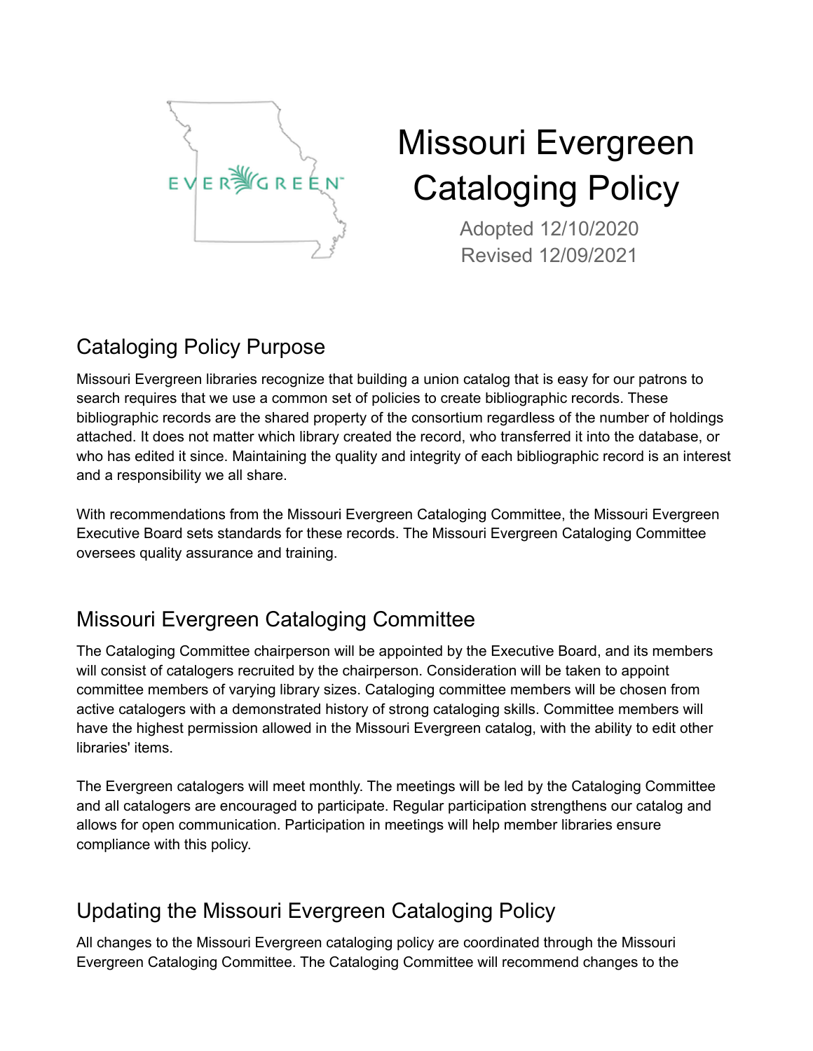# Missouri Evergreen Cataloging Policy

Adopted 12/10/2020
Revised 12/09/2021

## Cataloging Policy Purpose

Missouri Evergreen libraries recognize that building a union catalog that is easy for our patrons to search requires that we use a common set of policies to create bibliographic records. These bibliographic records are the shared property of the consortium regardless of the number of holdings attached. It does not matter which library created the record, who transferred it into the database, or who has edited it since. Maintaining the quality and integrity of each bibliographic record is an interest and a responsibility we all share.

With recommendations from the Missouri Evergreen Cataloging Committee, the Missouri Evergreen Executive Board sets standards for these records. The Missouri Evergreen Cataloging Committee oversees quality assurance and training.

## Missouri Evergreen Cataloging Committee

The Cataloging Committee chairperson will be appointed by the Executive Board, and its members will consist of catalogers recruited by the chairperson. Consideration will be taken to appoint committee members of varying library sizes. Cataloging committee members will be chosen from active catalogers with a demonstrated history of strong cataloging skills. Committee members will have the highest permission allowed in the Missouri Evergreen catalog, with the ability to edit other libraries' items.

The Evergreen catalogers will meet monthly. The meetings will be led by the Cataloging Committee and all catalogers are encouraged to participate. Regular participation strengthens our catalog and allows for open communication. Participation in meetings will help member libraries ensure compliance with this policy.

## Updating the Missouri Evergreen Cataloging Policy

All changes to the Missouri Evergreen cataloging policy are coordinated through the Missouri Evergreen Cataloging Committee. The Cataloging Committee will recommend changes to the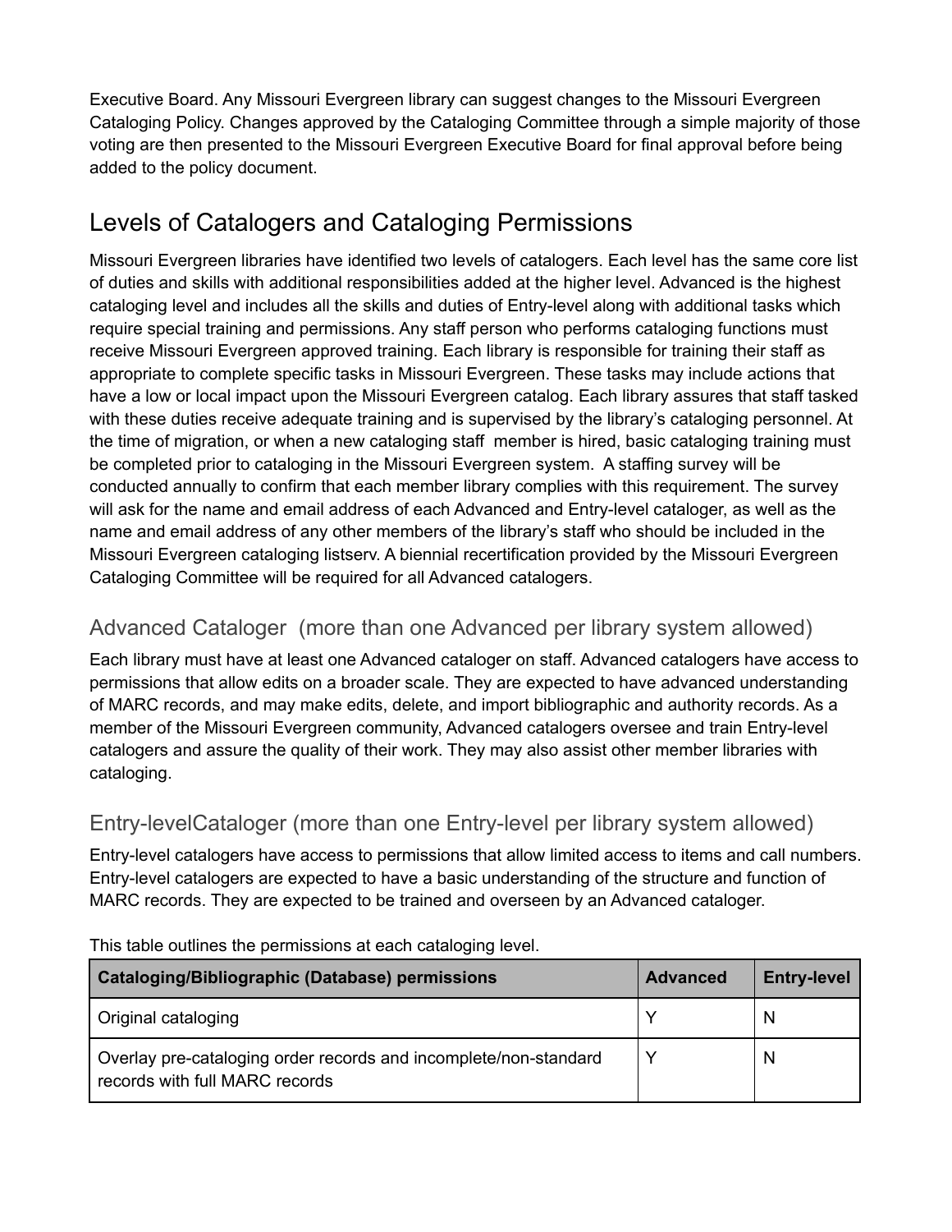Executive Board. Any Missouri Evergreen library can suggest changes to the Missouri Evergreen Cataloging Policy. Changes approved by the Cataloging Committee through a simple majority of those voting are then presented to the Missouri Evergreen Executive Board for final approval before being added to the policy document.

## Levels of Catalogers and Cataloging Permissions

Missouri Evergreen libraries have identified two levels of catalogers. Each level has the same core list of duties and skills with additional responsibilities added at the higher level. Advanced is the highest cataloging level and includes all the skills and duties of Entry-level along with additional tasks which require special training and permissions. Any staff person who performs cataloging functions must receive Missouri Evergreen approved training. Each library is responsible for training their staff as appropriate to complete specific tasks in Missouri Evergreen. These tasks may include actions that have a low or local impact upon the Missouri Evergreen catalog. Each library assures that staff tasked with these duties receive adequate training and is supervised by the library's cataloging personnel. At the time of migration, or when a new cataloging staff member is hired, basic cataloging training must be completed prior to cataloging in the Missouri Evergreen system. A staffing survey will be conducted annually to confirm that each member library complies with this requirement. The survey will ask for the name and email address of each Advanced and Entry-level cataloger, as well as the name and email address of any other members of the library's staff who should be included in the Missouri Evergreen cataloging listserv. A biennial recertification provided by the Missouri Evergreen Cataloging Committee will be required for all Advanced catalogers.

### Advanced Cataloger (more than one Advanced per library system allowed)

Each library must have at least one Advanced cataloger on staff. Advanced catalogers have access to permissions that allow edits on a broader scale. They are expected to have advanced understanding of MARC records, and may make edits, delete, and import bibliographic and authority records. As a member of the Missouri Evergreen community, Advanced catalogers oversee and train Entry-level catalogers and assure the quality of their work. They may also assist other member libraries with cataloging.

### Entry-levelCataloger (more than one Entry-level per library system allowed)

Entry-level catalogers have access to permissions that allow limited access to items and call numbers. Entry-level catalogers are expected to have a basic understanding of the structure and function of MARC records. They are expected to be trained and overseen by an Advanced cataloger.

This table outlines the permissions at each cataloging level.

| Cataloging/Bibliographic (Database) permissions | Advanced | Entry-level |
|---|---|---|
| Original cataloging | Y | N |
| Overlay pre-cataloging order records and incomplete/non-standard records with full MARC records | Y | N |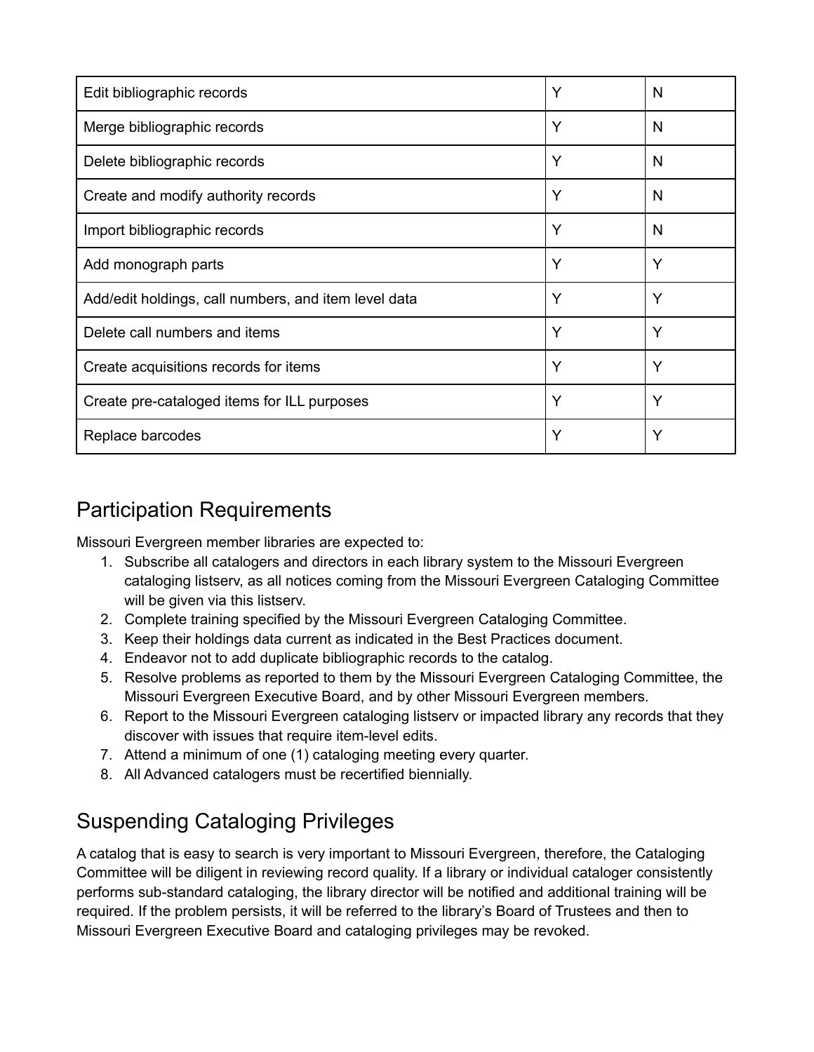| | | |
|---|---|---|
| Edit bibliographic records | Y | N |
| Merge bibliographic records | Y | N |
| Delete bibliographic records | Y | N |
| Create and modify authority records | Y | N |
| Import bibliographic records | Y | N |
| Add monograph parts | Y | Y |
| Add/edit holdings, call numbers, and item level data | Y | Y |
| Delete call numbers and items | Y | Y |
| Create acquisitions records for items | Y | Y |
| Create pre-cataloged items for ILL purposes | Y | Y |
| Replace barcodes | Y | Y |

## Participation Requirements

Missouri Evergreen member libraries are expected to:

1. Subscribe all catalogers and directors in each library system to the Missouri Evergreen cataloging listserv, as all notices coming from the Missouri Evergreen Cataloging Committee will be given via this listserv.
2. Complete training specified by the Missouri Evergreen Cataloging Committee.
3. Keep their holdings data current as indicated in the Best Practices document.
4. Endeavor not to add duplicate bibliographic records to the catalog.
5. Resolve problems as reported to them by the Missouri Evergreen Cataloging Committee, the Missouri Evergreen Executive Board, and by other Missouri Evergreen members.
6. Report to the Missouri Evergreen cataloging listserv or impacted library any records that they discover with issues that require item-level edits.
7. Attend a minimum of one (1) cataloging meeting every quarter.
8. All Advanced catalogers must be recertified biennially.

## Suspending Cataloging Privileges

A catalog that is easy to search is very important to Missouri Evergreen, therefore, the Cataloging Committee will be diligent in reviewing record quality. If a library or individual cataloger consistently performs sub-standard cataloging, the library director will be notified and additional training will be required. If the problem persists, it will be referred to the library's Board of Trustees and then to Missouri Evergreen Executive Board and cataloging privileges may be revoked.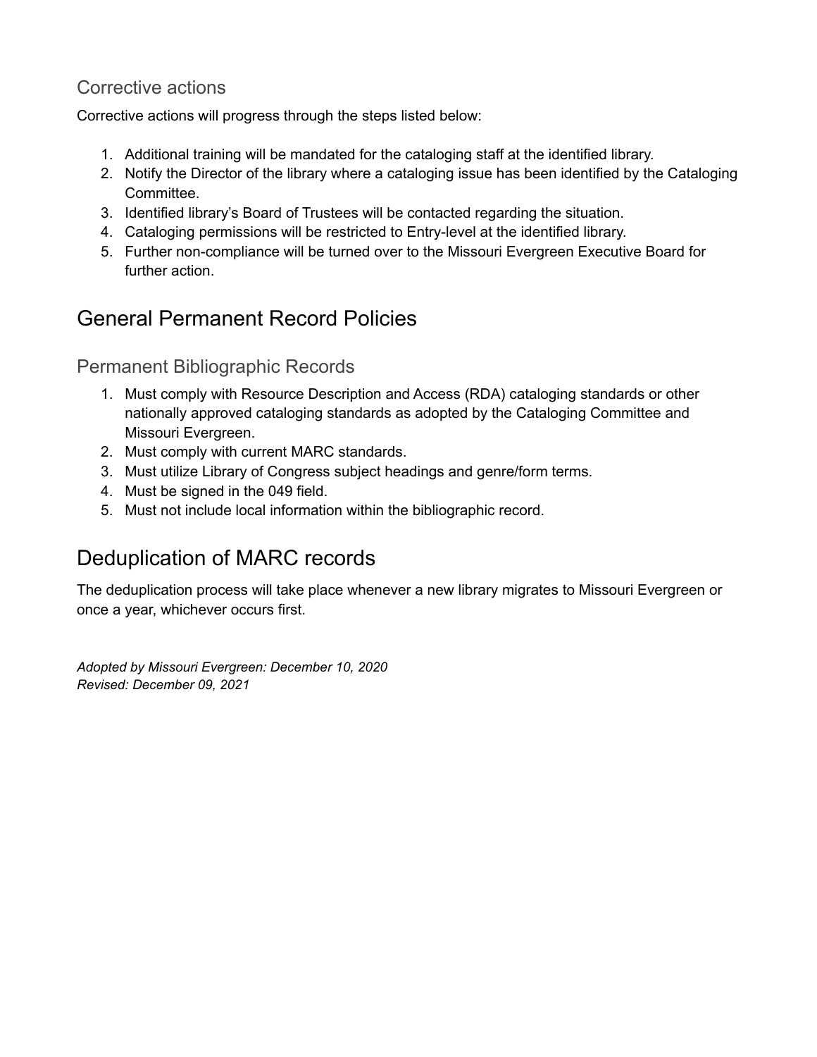### Corrective actions

Corrective actions will progress through the steps listed below:

1. Additional training will be mandated for the cataloging staff at the identified library.
2. Notify the Director of the library where a cataloging issue has been identified by the Cataloging Committee.
3. Identified library's Board of Trustees will be contacted regarding the situation.
4. Cataloging permissions will be restricted to Entry-level at the identified library.
5. Further non-compliance will be turned over to the Missouri Evergreen Executive Board for further action.

## General Permanent Record Policies

### Permanent Bibliographic Records

1. Must comply with Resource Description and Access (RDA) cataloging standards or other nationally approved cataloging standards as adopted by the Cataloging Committee and Missouri Evergreen.
2. Must comply with current MARC standards.
3. Must utilize Library of Congress subject headings and genre/form terms.
4. Must be signed in the 049 field.
5. Must not include local information within the bibliographic record.

## Deduplication of MARC records

The deduplication process will take place whenever a new library migrates to Missouri Evergreen or once a year, whichever occurs first.

*Adopted by Missouri Evergreen: December 10, 2020*
*Revised: December 09, 2021*